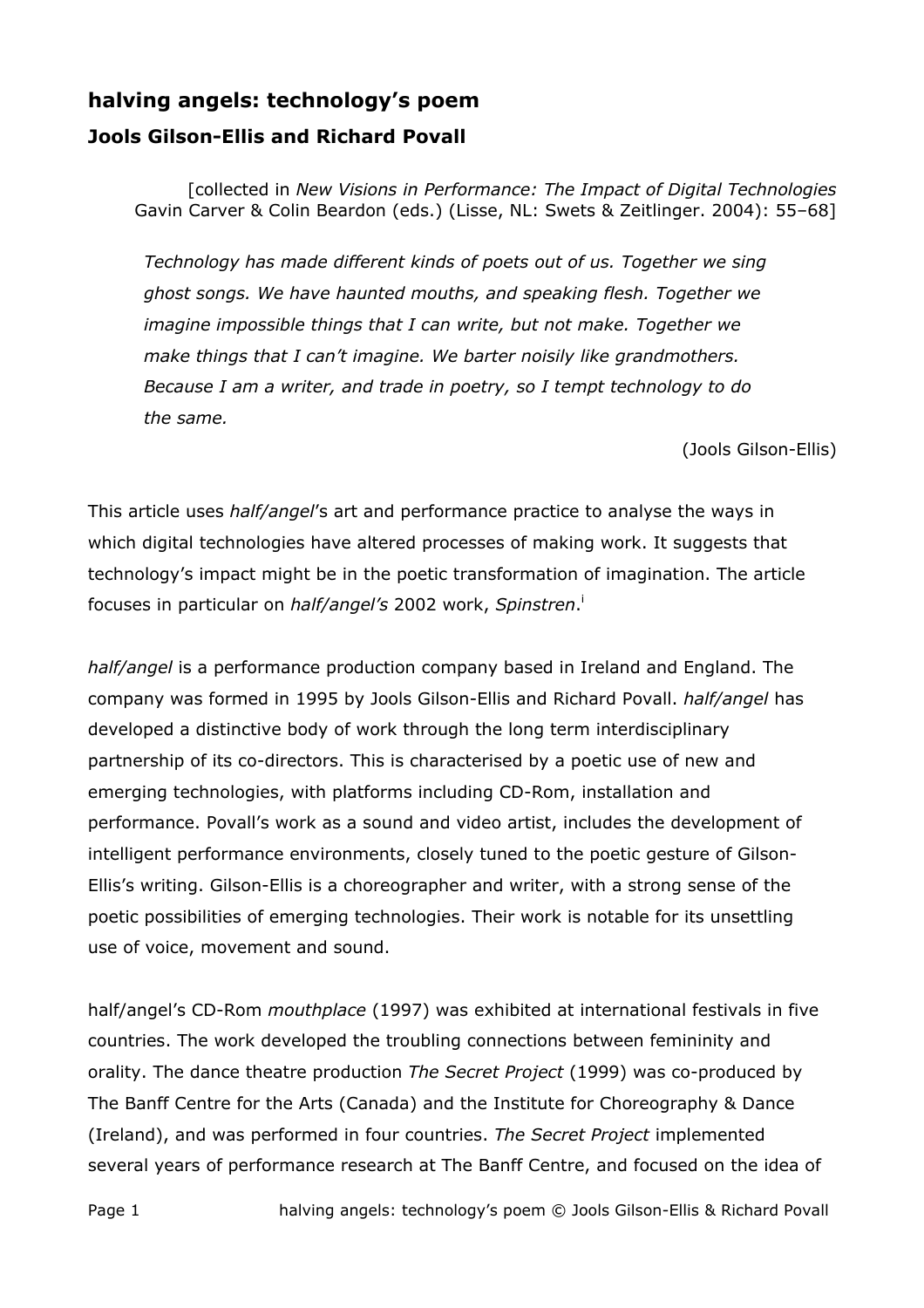# halving angels: technology's poem

## Jools Gilson-Ellis and Richard Povall

[collected in *New Visions in Performance: The Impact of Digital Technologies* Gavin Carver & Colin Beardon (eds.) (Lisse, NL: Swets & Zeitlinger. 2004): 55–68]

> *Technology has made different kinds of poets out of us. Together we sing ghost songs. We have haunted mouths, and speaking flesh. Together we imagine impossible things that I can write, but not make. Together we make things that I can't imagine. We barter noisily like grandmothers. Because I am a writer, and trade in poetry, so I tempt technology to do the same.*
>
> (Jools Gilson-Ellis)

This article uses *half/angel*'s art and performance practice to analyse the ways in which digital technologies have altered processes of making work. It suggests that technology's impact might be in the poetic transformation of imagination. The article focuses in particular on *half/angel's* 2002 work, *Spinstren*.[i]

*half/angel* is a performance production company based in Ireland and England. The company was formed in 1995 by Jools Gilson-Ellis and Richard Povall. *half/angel* has developed a distinctive body of work through the long term interdisciplinary partnership of its co-directors. This is characterised by a poetic use of new and emerging technologies, with platforms including CD-Rom, installation and performance. Povall's work as a sound and video artist, includes the development of intelligent performance environments, closely tuned to the poetic gesture of Gilson-Ellis's writing. Gilson-Ellis is a choreographer and writer, with a strong sense of the poetic possibilities of emerging technologies. Their work is notable for its unsettling use of voice, movement and sound.

half/angel's CD-Rom *mouthplace* (1997) was exhibited at international festivals in five countries. The work developed the troubling connections between femininity and orality. The dance theatre production *The Secret Project* (1999) was co-produced by The Banff Centre for the Arts (Canada) and the Institute for Choreography & Dance (Ireland), and was performed in four countries. *The Secret Project* implemented several years of performance research at The Banff Centre, and focused on the idea of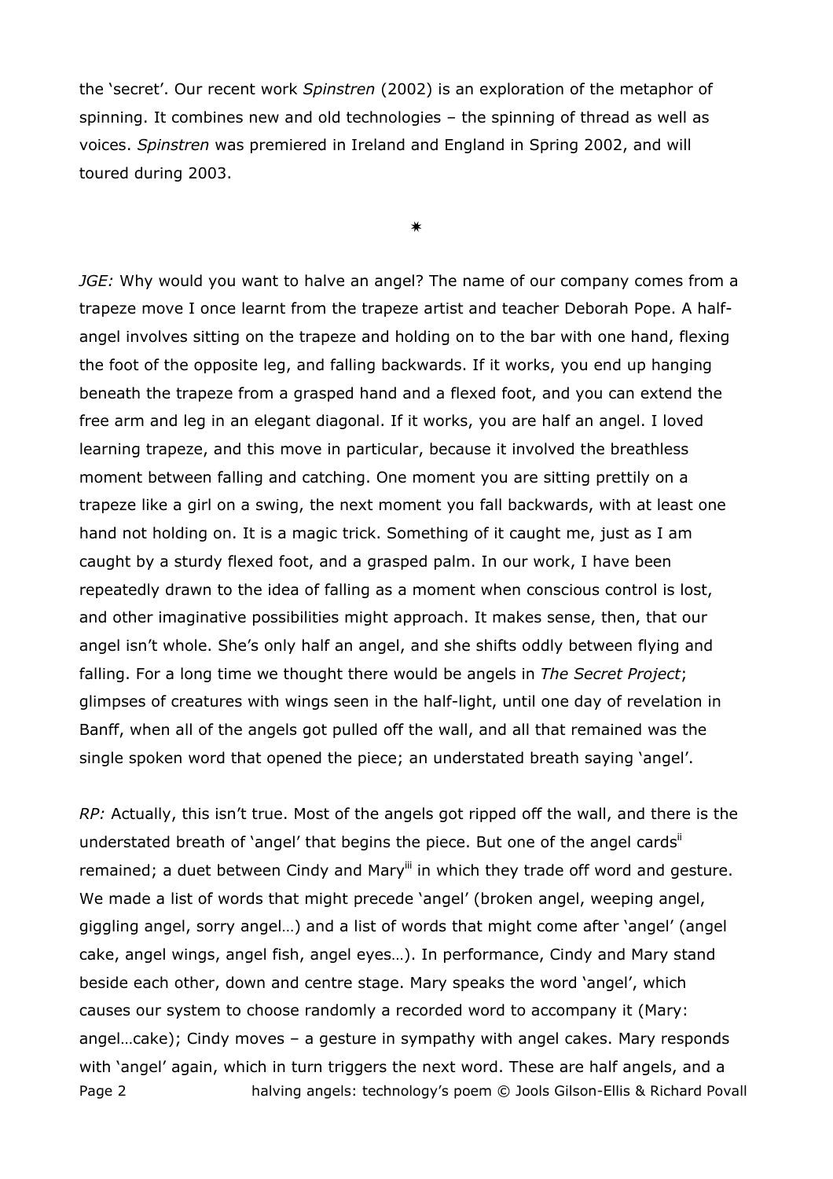the 'secret'. Our recent work *Spinstren* (2002) is an exploration of the metaphor of spinning. It combines new and old technologies – the spinning of thread as well as voices. *Spinstren* was premiered in Ireland and England in Spring 2002, and will toured during 2003.

✷

*JGE:* Why would you want to halve an angel? The name of our company comes from a trapeze move I once learnt from the trapeze artist and teacher Deborah Pope. A half-angel involves sitting on the trapeze and holding on to the bar with one hand, flexing the foot of the opposite leg, and falling backwards. If it works, you end up hanging beneath the trapeze from a grasped hand and a flexed foot, and you can extend the free arm and leg in an elegant diagonal. If it works, you are half an angel. I loved learning trapeze, and this move in particular, because it involved the breathless moment between falling and catching. One moment you are sitting prettily on a trapeze like a girl on a swing, the next moment you fall backwards, with at least one hand not holding on. It is a magic trick. Something of it caught me, just as I am caught by a sturdy flexed foot, and a grasped palm. In our work, I have been repeatedly drawn to the idea of falling as a moment when conscious control is lost, and other imaginative possibilities might approach. It makes sense, then, that our angel isn't whole. She's only half an angel, and she shifts oddly between flying and falling. For a long time we thought there would be angels in *The Secret Project*; glimpses of creatures with wings seen in the half-light, until one day of revelation in Banff, when all of the angels got pulled off the wall, and all that remained was the single spoken word that opened the piece; an understated breath saying 'angel'.

*RP:* Actually, this isn't true. Most of the angels got ripped off the wall, and there is the understated breath of 'angel' that begins the piece. But one of the angel cards[ii] remained; a duet between Cindy and Mary[iii] in which they trade off word and gesture. We made a list of words that might precede 'angel' (broken angel, weeping angel, giggling angel, sorry angel…) and a list of words that might come after 'angel' (angel cake, angel wings, angel fish, angel eyes…). In performance, Cindy and Mary stand beside each other, down and centre stage. Mary speaks the word 'angel', which causes our system to choose randomly a recorded word to accompany it (Mary: angel…cake); Cindy moves – a gesture in sympathy with angel cakes. Mary responds with 'angel' again, which in turn triggers the next word. These are half angels, and a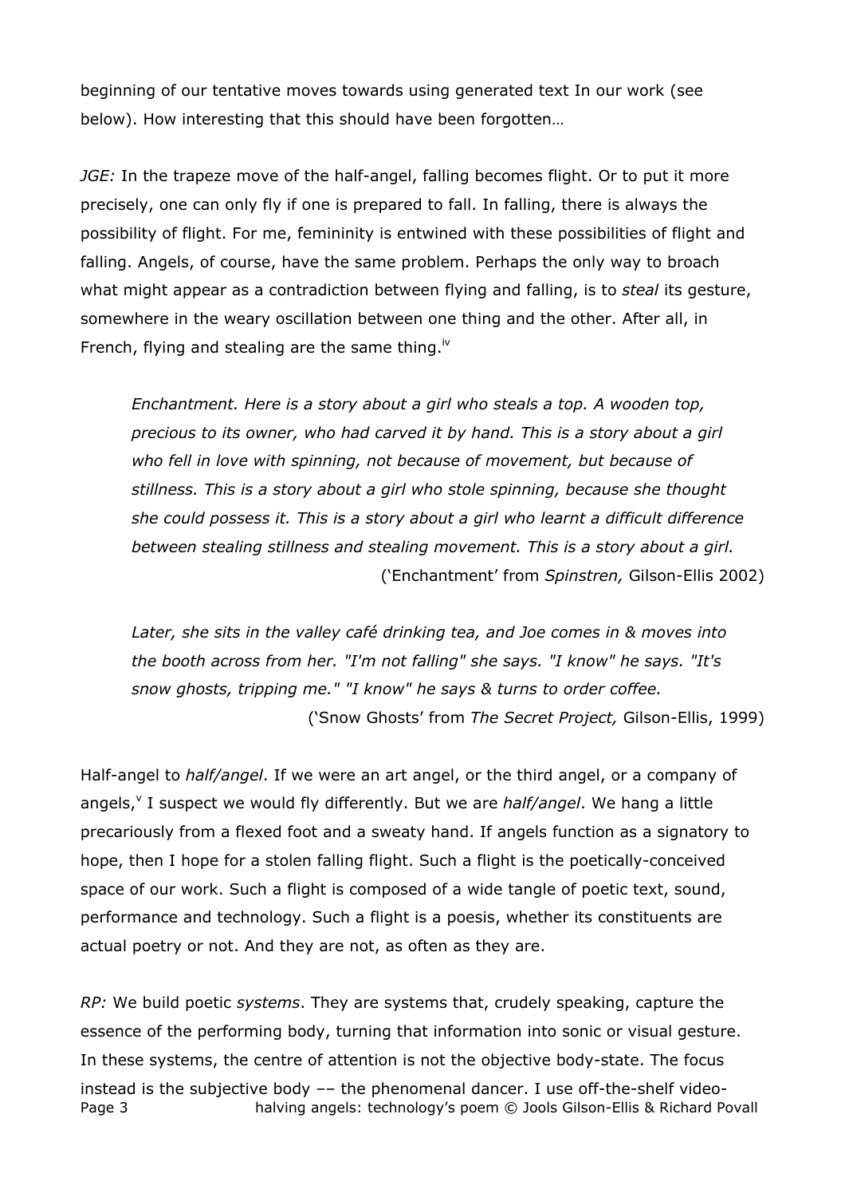beginning of our tentative moves towards using generated text In our work (see below). How interesting that this should have been forgotten…

*JGE:* In the trapeze move of the half-angel, falling becomes flight. Or to put it more precisely, one can only fly if one is prepared to fall. In falling, there is always the possibility of flight. For me, femininity is entwined with these possibilities of flight and falling. Angels, of course, have the same problem. Perhaps the only way to broach what might appear as a contradiction between flying and falling, is to *steal* its gesture, somewhere in the weary oscillation between one thing and the other. After all, in French, flying and stealing are the same thing.[iv]

> *Enchantment. Here is a story about a girl who steals a top. A wooden top, precious to its owner, who had carved it by hand. This is a story about a girl who fell in love with spinning, not because of movement, but because of stillness. This is a story about a girl who stole spinning, because she thought she could possess it. This is a story about a girl who learnt a difficult difference between stealing stillness and stealing movement. This is a story about a girl.*
>
> ('Enchantment' from *Spinstren,* Gilson-Ellis 2002)

> *Later, she sits in the valley café drinking tea, and Joe comes in & moves into the booth across from her. "I'm not falling" she says. "I know" he says. "It's snow ghosts, tripping me." "I know" he says & turns to order coffee.*
>
> ('Snow Ghosts' from *The Secret Project,* Gilson-Ellis, 1999)

Half-angel to *half/angel*. If we were an art angel, or the third angel, or a company of angels,[v] I suspect we would fly differently. But we are *half/angel*. We hang a little precariously from a flexed foot and a sweaty hand. If angels function as a signatory to hope, then I hope for a stolen falling flight. Such a flight is the poetically-conceived space of our work. Such a flight is composed of a wide tangle of poetic text, sound, performance and technology. Such a flight is a poesis, whether its constituents are actual poetry or not. And they are not, as often as they are.

*RP:* We build poetic *systems*. They are systems that, crudely speaking, capture the essence of the performing body, turning that information into sonic or visual gesture. In these systems, the centre of attention is not the objective body-state. The focus instead is the subjective body –– the phenomenal dancer. I use off-the-shelf video-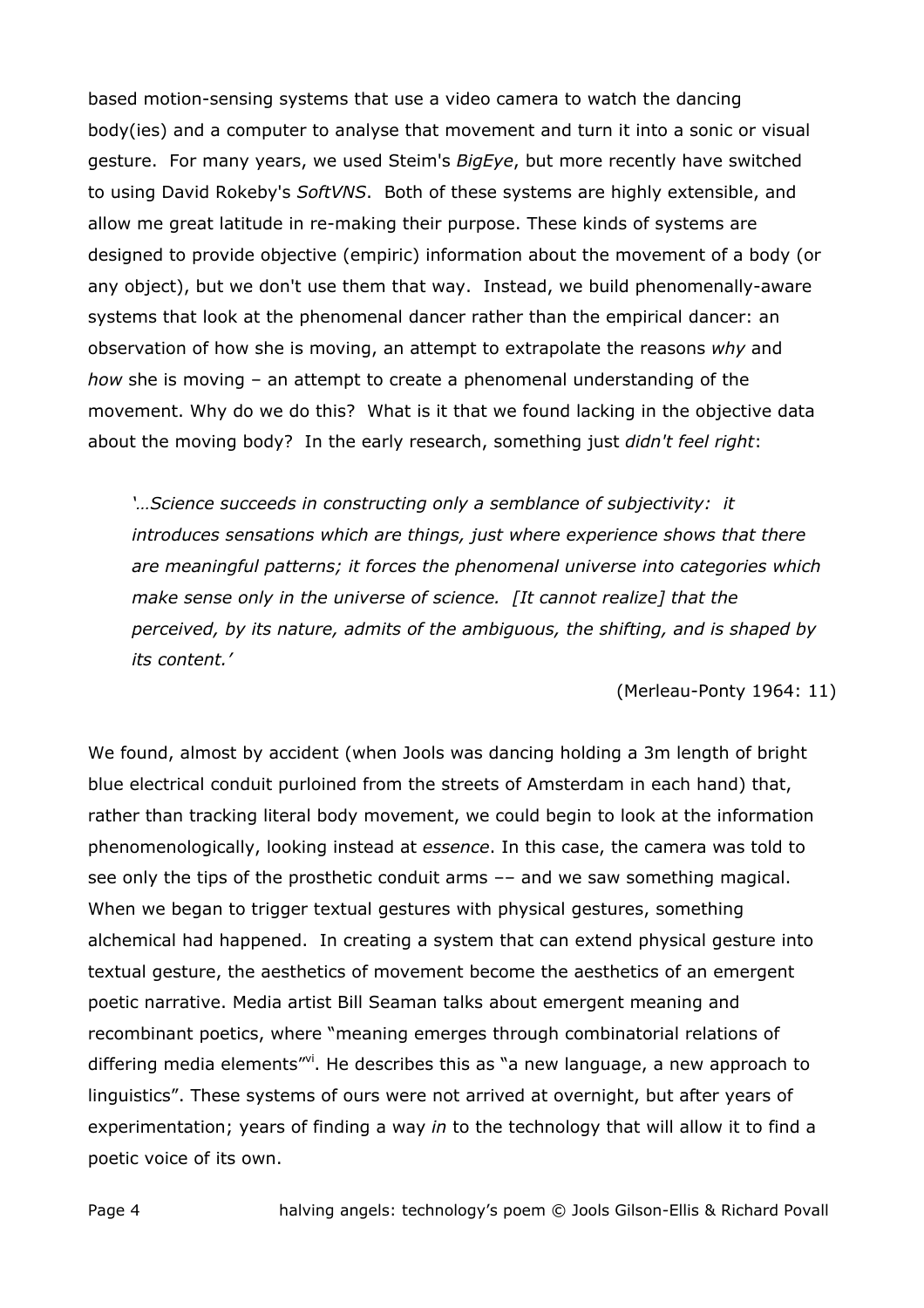based motion-sensing systems that use a video camera to watch the dancing body(ies) and a computer to analyse that movement and turn it into a sonic or visual gesture. For many years, we used Steim's *BigEye*, but more recently have switched to using David Rokeby's *SoftVNS*. Both of these systems are highly extensible, and allow me great latitude in re-making their purpose. These kinds of systems are designed to provide objective (empiric) information about the movement of a body (or any object), but we don't use them that way. Instead, we build phenomenally-aware systems that look at the phenomenal dancer rather than the empirical dancer: an observation of how she is moving, an attempt to extrapolate the reasons *why* and *how* she is moving – an attempt to create a phenomenal understanding of the movement. Why do we do this? What is it that we found lacking in the objective data about the moving body? In the early research, something just *didn't feel right*:

> *'…Science succeeds in constructing only a semblance of subjectivity: it introduces sensations which are things, just where experience shows that there are meaningful patterns; it forces the phenomenal universe into categories which make sense only in the universe of science. [It cannot realize] that the perceived, by its nature, admits of the ambiguous, the shifting, and is shaped by its content.'*
>
> (Merleau-Ponty 1964: 11)

We found, almost by accident (when Jools was dancing holding a 3m length of bright blue electrical conduit purloined from the streets of Amsterdam in each hand) that, rather than tracking literal body movement, we could begin to look at the information phenomenologically, looking instead at *essence*. In this case, the camera was told to see only the tips of the prosthetic conduit arms –– and we saw something magical. When we began to trigger textual gestures with physical gestures, something alchemical had happened. In creating a system that can extend physical gesture into textual gesture, the aesthetics of movement become the aesthetics of an emergent poetic narrative. Media artist Bill Seaman talks about emergent meaning and recombinant poetics, where "meaning emerges through combinatorial relations of differing media elements"[vi]. He describes this as "a new language, a new approach to linguistics". These systems of ours were not arrived at overnight, but after years of experimentation; years of finding a way *in* to the technology that will allow it to find a poetic voice of its own.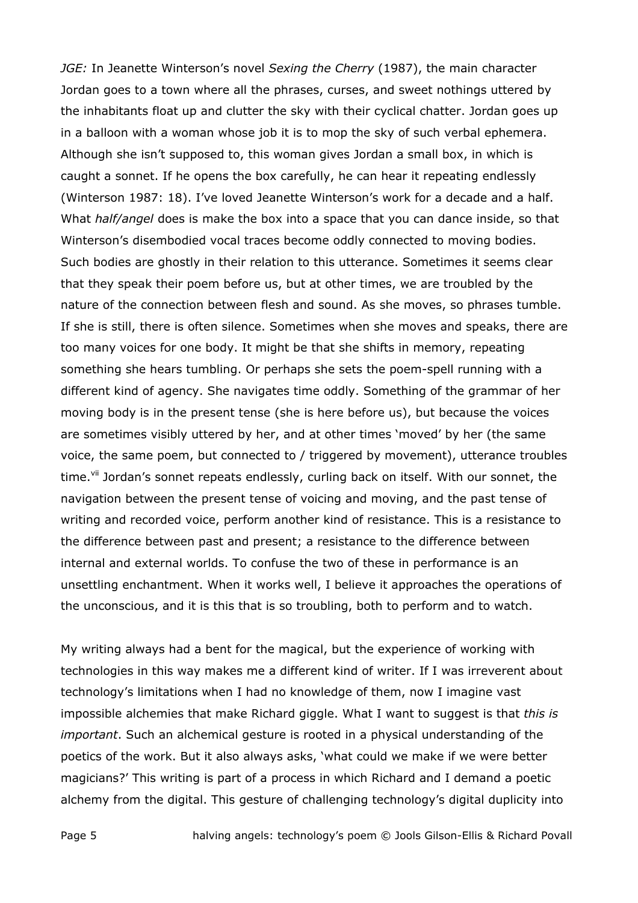*JGE:* In Jeanette Winterson's novel *Sexing the Cherry* (1987), the main character Jordan goes to a town where all the phrases, curses, and sweet nothings uttered by the inhabitants float up and clutter the sky with their cyclical chatter. Jordan goes up in a balloon with a woman whose job it is to mop the sky of such verbal ephemera. Although she isn't supposed to, this woman gives Jordan a small box, in which is caught a sonnet. If he opens the box carefully, he can hear it repeating endlessly (Winterson 1987: 18). I've loved Jeanette Winterson's work for a decade and a half. What *half/angel* does is make the box into a space that you can dance inside, so that Winterson's disembodied vocal traces become oddly connected to moving bodies. Such bodies are ghostly in their relation to this utterance. Sometimes it seems clear that they speak their poem before us, but at other times, we are troubled by the nature of the connection between flesh and sound. As she moves, so phrases tumble. If she is still, there is often silence. Sometimes when she moves and speaks, there are too many voices for one body. It might be that she shifts in memory, repeating something she hears tumbling. Or perhaps she sets the poem-spell running with a different kind of agency. She navigates time oddly. Something of the grammar of her moving body is in the present tense (she is here before us), but because the voices are sometimes visibly uttered by her, and at other times 'moved' by her (the same voice, the same poem, but connected to / triggered by movement), utterance troubles time.[vii] Jordan's sonnet repeats endlessly, curling back on itself. With our sonnet, the navigation between the present tense of voicing and moving, and the past tense of writing and recorded voice, perform another kind of resistance. This is a resistance to the difference between past and present; a resistance to the difference between internal and external worlds. To confuse the two of these in performance is an unsettling enchantment. When it works well, I believe it approaches the operations of the unconscious, and it is this that is so troubling, both to perform and to watch.

My writing always had a bent for the magical, but the experience of working with technologies in this way makes me a different kind of writer. If I was irreverent about technology's limitations when I had no knowledge of them, now I imagine vast impossible alchemies that make Richard giggle. What I want to suggest is that *this is important*. Such an alchemical gesture is rooted in a physical understanding of the poetics of the work. But it also always asks, 'what could we make if we were better magicians?' This writing is part of a process in which Richard and I demand a poetic alchemy from the digital. This gesture of challenging technology's digital duplicity into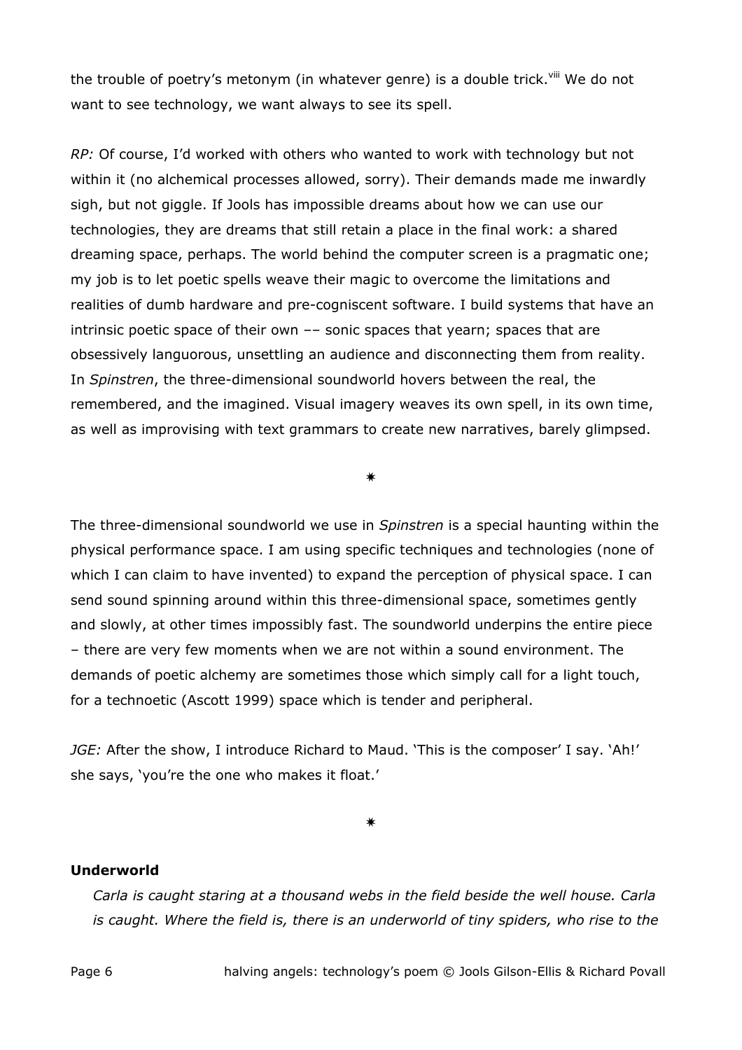the trouble of poetry's metonym (in whatever genre) is a double trick.[viii] We do not want to see technology, we want always to see its spell.

*RP:* Of course, I'd worked with others who wanted to work with technology but not within it (no alchemical processes allowed, sorry). Their demands made me inwardly sigh, but not giggle. If Jools has impossible dreams about how we can use our technologies, they are dreams that still retain a place in the final work: a shared dreaming space, perhaps. The world behind the computer screen is a pragmatic one; my job is to let poetic spells weave their magic to overcome the limitations and realities of dumb hardware and pre-cogniscent software. I build systems that have an intrinsic poetic space of their own –– sonic spaces that yearn; spaces that are obsessively languorous, unsettling an audience and disconnecting them from reality. In *Spinstren*, the three-dimensional soundworld hovers between the real, the remembered, and the imagined. Visual imagery weaves its own spell, in its own time, as well as improvising with text grammars to create new narratives, barely glimpsed.

✷

The three-dimensional soundworld we use in *Spinstren* is a special haunting within the physical performance space. I am using specific techniques and technologies (none of which I can claim to have invented) to expand the perception of physical space. I can send sound spinning around within this three-dimensional space, sometimes gently and slowly, at other times impossibly fast. The soundworld underpins the entire piece – there are very few moments when we are not within a sound environment. The demands of poetic alchemy are sometimes those which simply call for a light touch, for a technoetic (Ascott 1999) space which is tender and peripheral.

*JGE:* After the show, I introduce Richard to Maud. 'This is the composer' I say. 'Ah!' she says, 'you're the one who makes it float.'

✷

**Underworld**

*Carla is caught staring at a thousand webs in the field beside the well house. Carla is caught. Where the field is, there is an underworld of tiny spiders, who rise to the*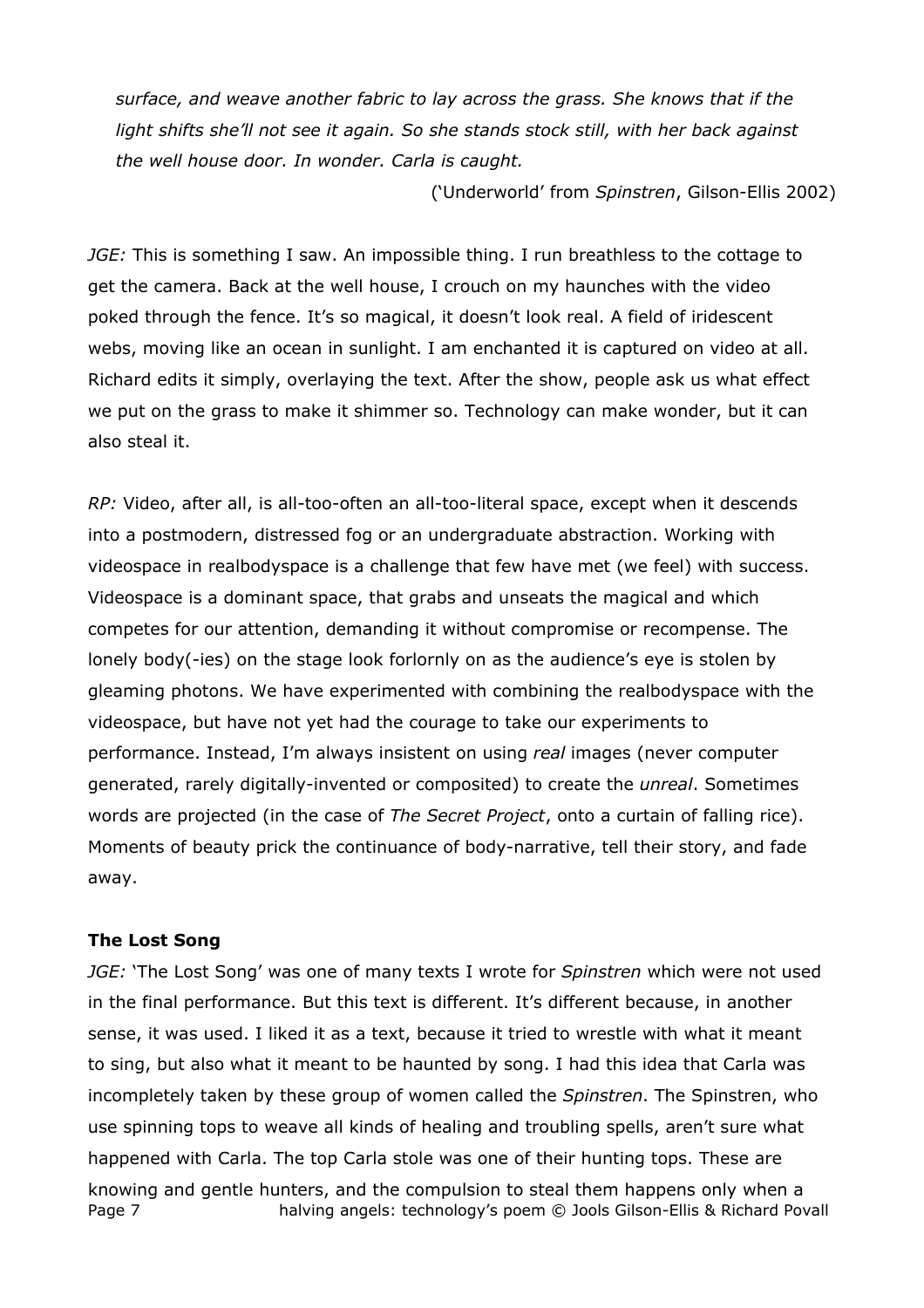*surface, and weave another fabric to lay across the grass. She knows that if the light shifts she'll not see it again. So she stands stock still, with her back against the well house door. In wonder. Carla is caught.*

('Underworld' from *Spinstren*, Gilson-Ellis 2002)

*JGE:* This is something I saw. An impossible thing. I run breathless to the cottage to get the camera. Back at the well house, I crouch on my haunches with the video poked through the fence. It's so magical, it doesn't look real. A field of iridescent webs, moving like an ocean in sunlight. I am enchanted it is captured on video at all. Richard edits it simply, overlaying the text. After the show, people ask us what effect we put on the grass to make it shimmer so. Technology can make wonder, but it can also steal it.

*RP:* Video, after all, is all-too-often an all-too-literal space, except when it descends into a postmodern, distressed fog or an undergraduate abstraction. Working with videospace in realbodyspace is a challenge that few have met (we feel) with success. Videospace is a dominant space, that grabs and unseats the magical and which competes for our attention, demanding it without compromise or recompense. The lonely body(-ies) on the stage look forlornly on as the audience's eye is stolen by gleaming photons. We have experimented with combining the realbodyspace with the videospace, but have not yet had the courage to take our experiments to performance. Instead, I'm always insistent on using *real* images (never computer generated, rarely digitally-invented or composited) to create the *unreal*. Sometimes words are projected (in the case of *The Secret Project*, onto a curtain of falling rice). Moments of beauty prick the continuance of body-narrative, tell their story, and fade away.

**The Lost Song**

*JGE:* 'The Lost Song' was one of many texts I wrote for *Spinstren* which were not used in the final performance. But this text is different. It's different because, in another sense, it was used. I liked it as a text, because it tried to wrestle with what it meant to sing, but also what it meant to be haunted by song. I had this idea that Carla was incompletely taken by these group of women called the *Spinstren*. The Spinstren, who use spinning tops to weave all kinds of healing and troubling spells, aren't sure what happened with Carla. The top Carla stole was one of their hunting tops. These are knowing and gentle hunters, and the compulsion to steal them happens only when a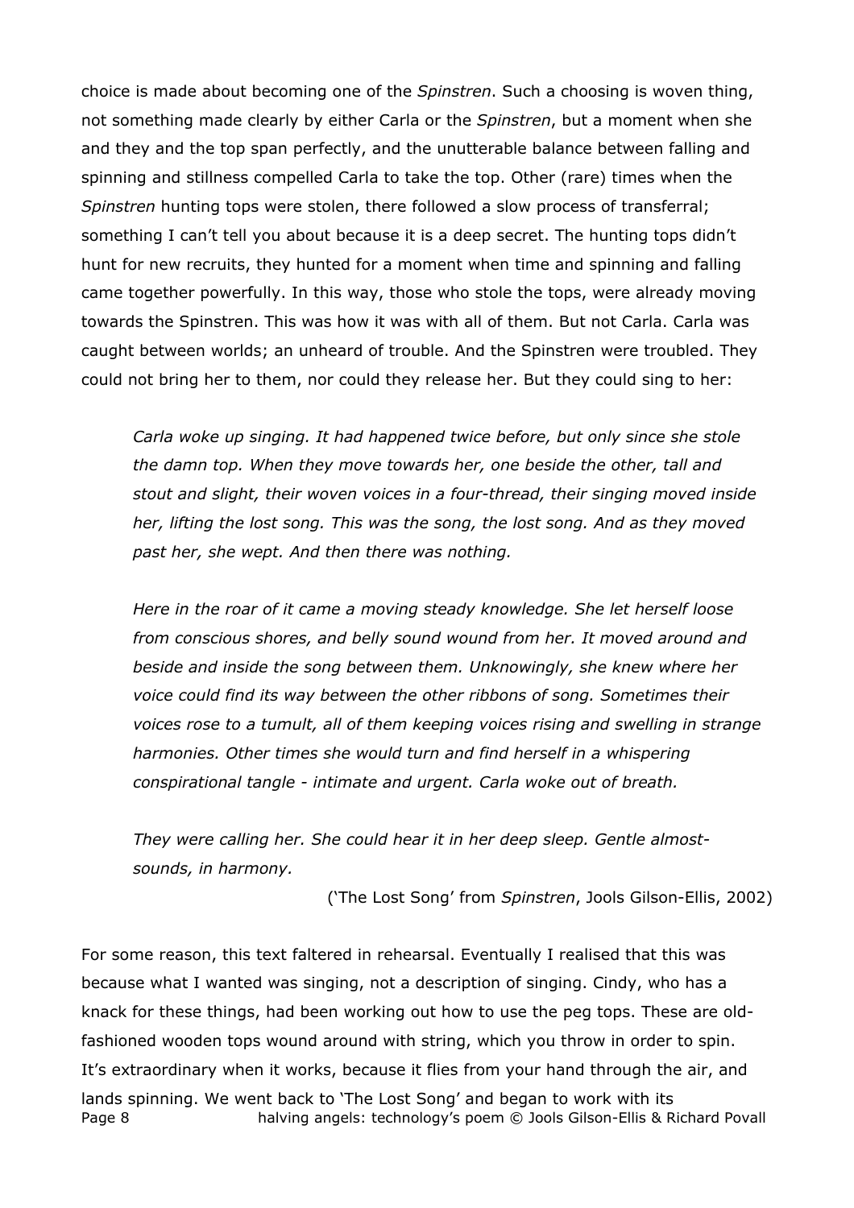choice is made about becoming one of the *Spinstren*. Such a choosing is woven thing, not something made clearly by either Carla or the *Spinstren*, but a moment when she and they and the top span perfectly, and the unutterable balance between falling and spinning and stillness compelled Carla to take the top. Other (rare) times when the *Spinstren* hunting tops were stolen, there followed a slow process of transferral; something I can't tell you about because it is a deep secret. The hunting tops didn't hunt for new recruits, they hunted for a moment when time and spinning and falling came together powerfully. In this way, those who stole the tops, were already moving towards the Spinstren. This was how it was with all of them. But not Carla. Carla was caught between worlds; an unheard of trouble. And the Spinstren were troubled. They could not bring her to them, nor could they release her. But they could sing to her:

> *Carla woke up singing. It had happened twice before, but only since she stole the damn top. When they move towards her, one beside the other, tall and stout and slight, their woven voices in a four-thread, their singing moved inside her, lifting the lost song. This was the song, the lost song. And as they moved past her, she wept. And then there was nothing.*
>
> *Here in the roar of it came a moving steady knowledge. She let herself loose from conscious shores, and belly sound wound from her. It moved around and beside and inside the song between them. Unknowingly, she knew where her voice could find its way between the other ribbons of song. Sometimes their voices rose to a tumult, all of them keeping voices rising and swelling in strange harmonies. Other times she would turn and find herself in a whispering conspirational tangle - intimate and urgent. Carla woke out of breath.*
>
> *They were calling her. She could hear it in her deep sleep. Gentle almost-sounds, in harmony.*
>
> ('The Lost Song' from *Spinstren*, Jools Gilson-Ellis, 2002)

For some reason, this text faltered in rehearsal. Eventually I realised that this was because what I wanted was singing, not a description of singing. Cindy, who has a knack for these things, had been working out how to use the peg tops. These are old-fashioned wooden tops wound around with string, which you throw in order to spin. It's extraordinary when it works, because it flies from your hand through the air, and lands spinning. We went back to 'The Lost Song' and began to work with its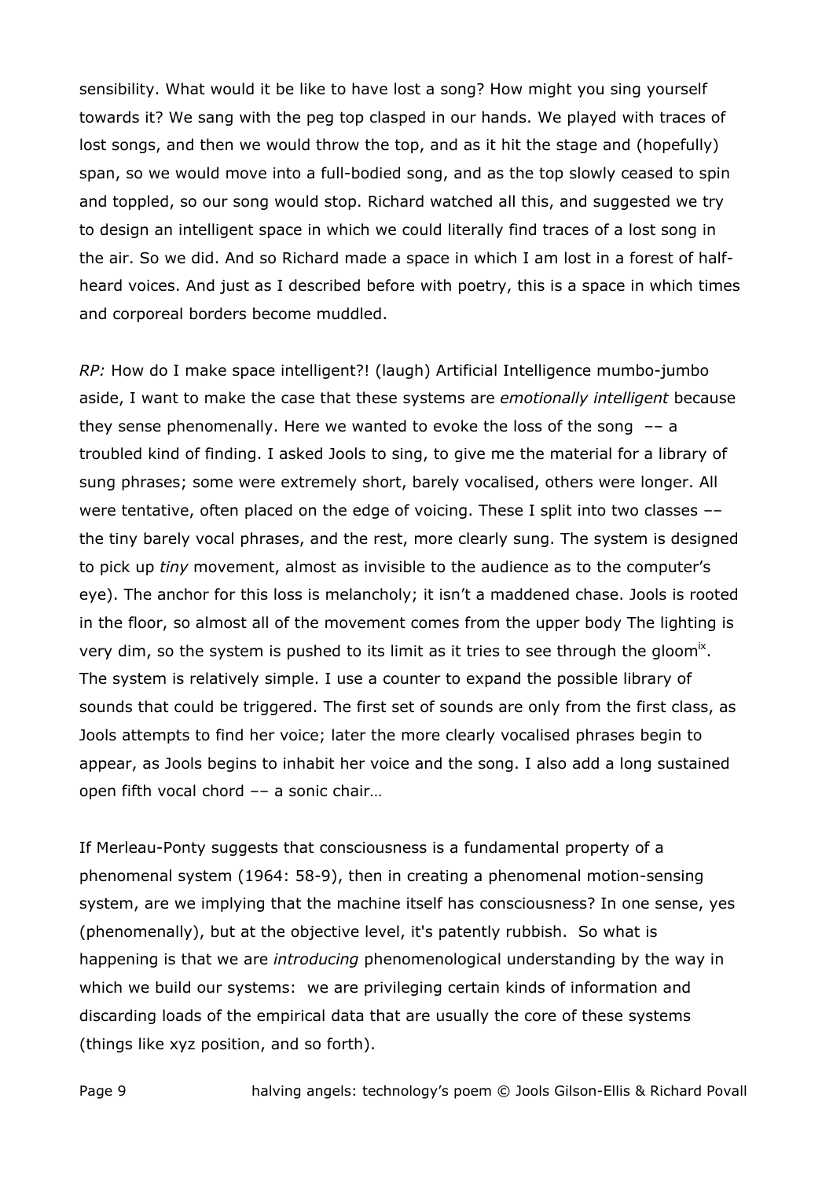sensibility. What would it be like to have lost a song? How might you sing yourself towards it? We sang with the peg top clasped in our hands. We played with traces of lost songs, and then we would throw the top, and as it hit the stage and (hopefully) span, so we would move into a full-bodied song, and as the top slowly ceased to spin and toppled, so our song would stop. Richard watched all this, and suggested we try to design an intelligent space in which we could literally find traces of a lost song in the air. So we did. And so Richard made a space in which I am lost in a forest of half-heard voices. And just as I described before with poetry, this is a space in which times and corporeal borders become muddled.

*RP:* How do I make space intelligent?! (laugh) Artificial Intelligence mumbo-jumbo aside, I want to make the case that these systems are *emotionally intelligent* because they sense phenomenally. Here we wanted to evoke the loss of the song –– a troubled kind of finding. I asked Jools to sing, to give me the material for a library of sung phrases; some were extremely short, barely vocalised, others were longer. All were tentative, often placed on the edge of voicing. These I split into two classes –– the tiny barely vocal phrases, and the rest, more clearly sung. The system is designed to pick up *tiny* movement, almost as invisible to the audience as to the computer's eye). The anchor for this loss is melancholy; it isn't a maddened chase. Jools is rooted in the floor, so almost all of the movement comes from the upper body The lighting is very dim, so the system is pushed to its limit as it tries to see through the gloom[ix]. The system is relatively simple. I use a counter to expand the possible library of sounds that could be triggered. The first set of sounds are only from the first class, as Jools attempts to find her voice; later the more clearly vocalised phrases begin to appear, as Jools begins to inhabit her voice and the song. I also add a long sustained open fifth vocal chord –– a sonic chair…

If Merleau-Ponty suggests that consciousness is a fundamental property of a phenomenal system (1964: 58-9), then in creating a phenomenal motion-sensing system, are we implying that the machine itself has consciousness? In one sense, yes (phenomenally), but at the objective level, it's patently rubbish. So what is happening is that we are *introducing* phenomenological understanding by the way in which we build our systems: we are privileging certain kinds of information and discarding loads of the empirical data that are usually the core of these systems (things like xyz position, and so forth).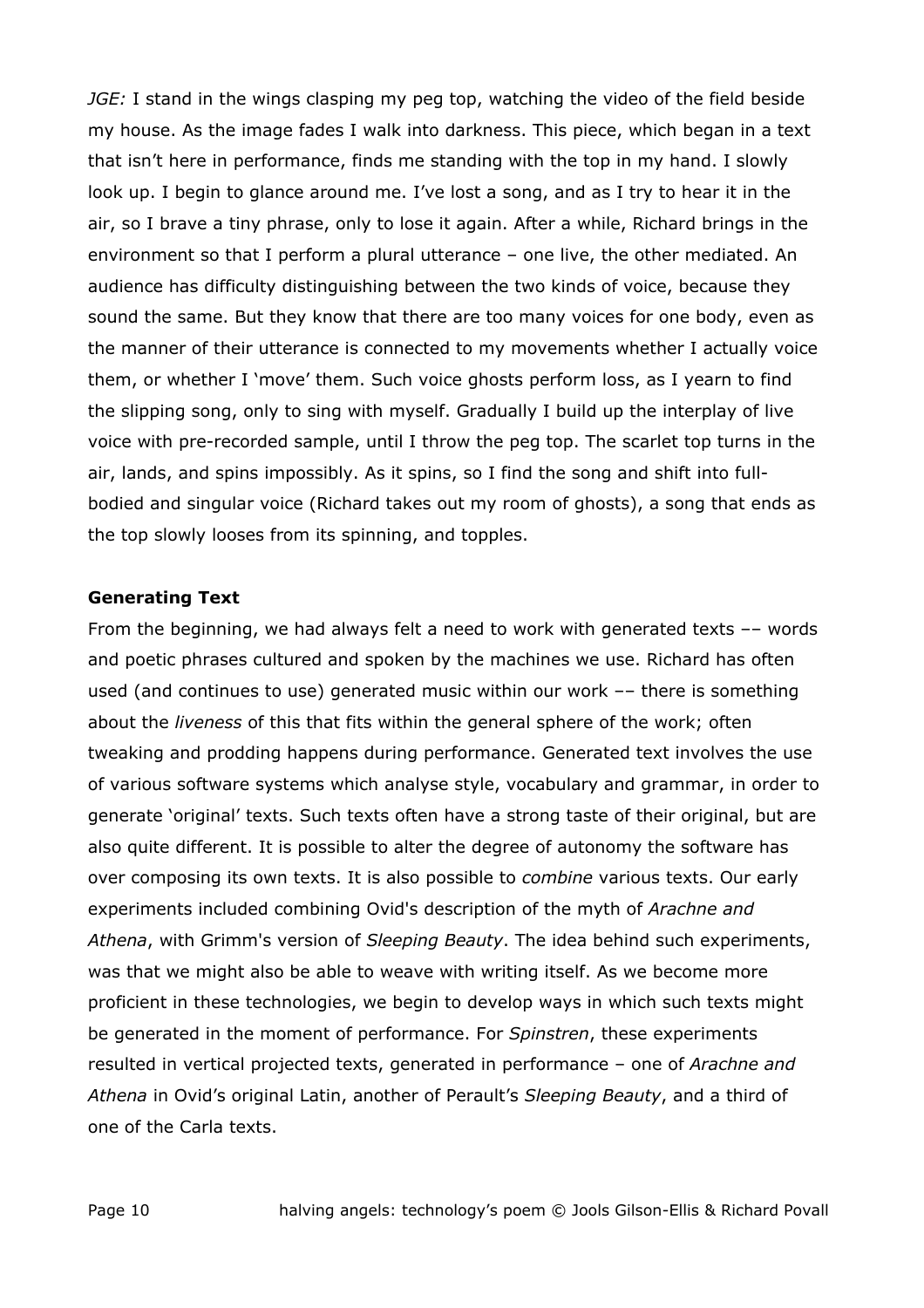*JGE:* I stand in the wings clasping my peg top, watching the video of the field beside my house. As the image fades I walk into darkness. This piece, which began in a text that isn't here in performance, finds me standing with the top in my hand. I slowly look up. I begin to glance around me. I've lost a song, and as I try to hear it in the air, so I brave a tiny phrase, only to lose it again. After a while, Richard brings in the environment so that I perform a plural utterance – one live, the other mediated. An audience has difficulty distinguishing between the two kinds of voice, because they sound the same. But they know that there are too many voices for one body, even as the manner of their utterance is connected to my movements whether I actually voice them, or whether I 'move' them. Such voice ghosts perform loss, as I yearn to find the slipping song, only to sing with myself. Gradually I build up the interplay of live voice with pre-recorded sample, until I throw the peg top. The scarlet top turns in the air, lands, and spins impossibly. As it spins, so I find the song and shift into full-bodied and singular voice (Richard takes out my room of ghosts), a song that ends as the top slowly looses from its spinning, and topples.

**Generating Text**

From the beginning, we had always felt a need to work with generated texts –– words and poetic phrases cultured and spoken by the machines we use. Richard has often used (and continues to use) generated music within our work –– there is something about the *liveness* of this that fits within the general sphere of the work; often tweaking and prodding happens during performance. Generated text involves the use of various software systems which analyse style, vocabulary and grammar, in order to generate 'original' texts. Such texts often have a strong taste of their original, but are also quite different. It is possible to alter the degree of autonomy the software has over composing its own texts. It is also possible to *combine* various texts. Our early experiments included combining Ovid's description of the myth of *Arachne and Athena*, with Grimm's version of *Sleeping Beauty*. The idea behind such experiments, was that we might also be able to weave with writing itself. As we become more proficient in these technologies, we begin to develop ways in which such texts might be generated in the moment of performance. For *Spinstren*, these experiments resulted in vertical projected texts, generated in performance – one of *Arachne and Athena* in Ovid's original Latin, another of Perault's *Sleeping Beauty*, and a third of one of the Carla texts.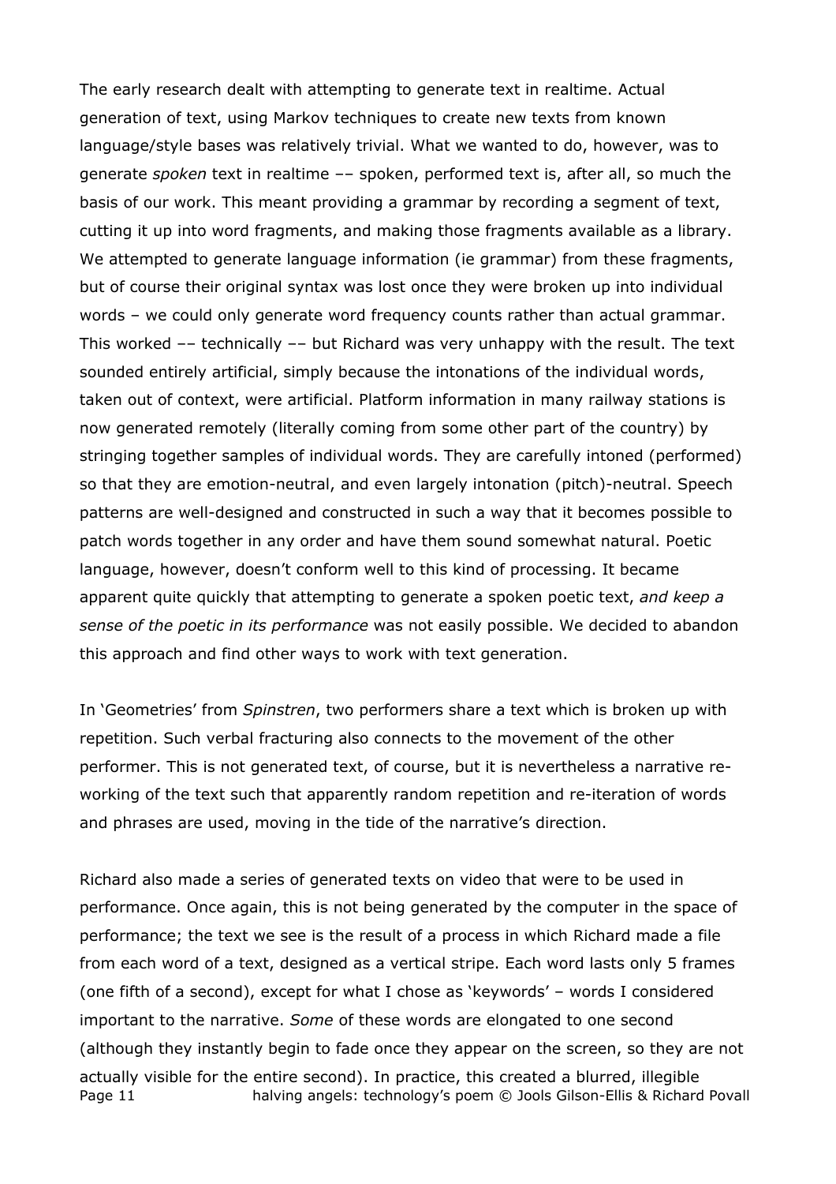The early research dealt with attempting to generate text in realtime. Actual generation of text, using Markov techniques to create new texts from known language/style bases was relatively trivial. What we wanted to do, however, was to generate *spoken* text in realtime –– spoken, performed text is, after all, so much the basis of our work. This meant providing a grammar by recording a segment of text, cutting it up into word fragments, and making those fragments available as a library. We attempted to generate language information (ie grammar) from these fragments, but of course their original syntax was lost once they were broken up into individual words – we could only generate word frequency counts rather than actual grammar. This worked –– technically –– but Richard was very unhappy with the result. The text sounded entirely artificial, simply because the intonations of the individual words, taken out of context, were artificial. Platform information in many railway stations is now generated remotely (literally coming from some other part of the country) by stringing together samples of individual words. They are carefully intoned (performed) so that they are emotion-neutral, and even largely intonation (pitch)-neutral. Speech patterns are well-designed and constructed in such a way that it becomes possible to patch words together in any order and have them sound somewhat natural. Poetic language, however, doesn't conform well to this kind of processing. It became apparent quite quickly that attempting to generate a spoken poetic text, *and keep a sense of the poetic in its performance* was not easily possible. We decided to abandon this approach and find other ways to work with text generation.

In 'Geometries' from *Spinstren*, two performers share a text which is broken up with repetition. Such verbal fracturing also connects to the movement of the other performer. This is not generated text, of course, but it is nevertheless a narrative re-working of the text such that apparently random repetition and re-iteration of words and phrases are used, moving in the tide of the narrative's direction.

Richard also made a series of generated texts on video that were to be used in performance. Once again, this is not being generated by the computer in the space of performance; the text we see is the result of a process in which Richard made a file from each word of a text, designed as a vertical stripe. Each word lasts only 5 frames (one fifth of a second), except for what I chose as 'keywords' – words I considered important to the narrative. *Some* of these words are elongated to one second (although they instantly begin to fade once they appear on the screen, so they are not actually visible for the entire second). In practice, this created a blurred, illegible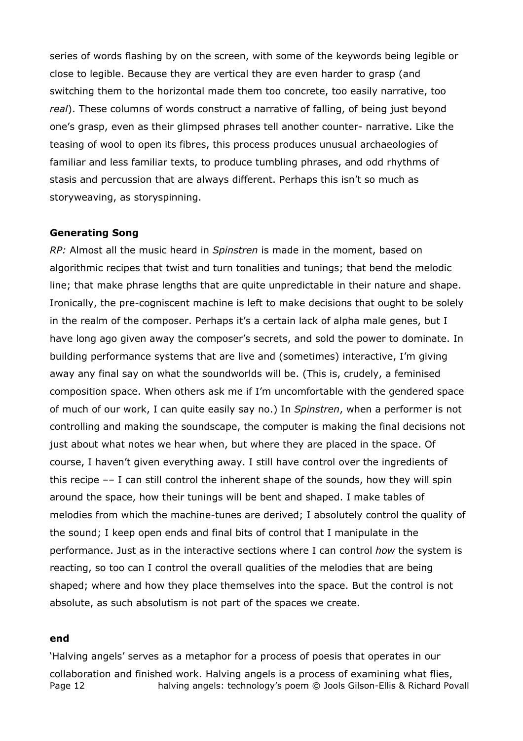series of words flashing by on the screen, with some of the keywords being legible or close to legible. Because they are vertical they are even harder to grasp (and switching them to the horizontal made them too concrete, too easily narrative, too *real*). These columns of words construct a narrative of falling, of being just beyond one's grasp, even as their glimpsed phrases tell another counter- narrative. Like the teasing of wool to open its fibres, this process produces unusual archaeologies of familiar and less familiar texts, to produce tumbling phrases, and odd rhythms of stasis and percussion that are always different. Perhaps this isn't so much as storyweaving, as storyspinning.

**Generating Song**

*RP:* Almost all the music heard in *Spinstren* is made in the moment, based on algorithmic recipes that twist and turn tonalities and tunings; that bend the melodic line; that make phrase lengths that are quite unpredictable in their nature and shape. Ironically, the pre-cogniscent machine is left to make decisions that ought to be solely in the realm of the composer. Perhaps it's a certain lack of alpha male genes, but I have long ago given away the composer's secrets, and sold the power to dominate. In building performance systems that are live and (sometimes) interactive, I'm giving away any final say on what the soundworlds will be. (This is, crudely, a feminised composition space. When others ask me if I'm uncomfortable with the gendered space of much of our work, I can quite easily say no.) In *Spinstren*, when a performer is not controlling and making the soundscape, the computer is making the final decisions not just about what notes we hear when, but where they are placed in the space. Of course, I haven't given everything away. I still have control over the ingredients of this recipe –– I can still control the inherent shape of the sounds, how they will spin around the space, how their tunings will be bent and shaped. I make tables of melodies from which the machine-tunes are derived; I absolutely control the quality of the sound; I keep open ends and final bits of control that I manipulate in the performance. Just as in the interactive sections where I can control *how* the system is reacting, so too can I control the overall qualities of the melodies that are being shaped; where and how they place themselves into the space. But the control is not absolute, as such absolutism is not part of the spaces we create.

**end**

'Halving angels' serves as a metaphor for a process of poesis that operates in our collaboration and finished work. Halving angels is a process of examining what flies,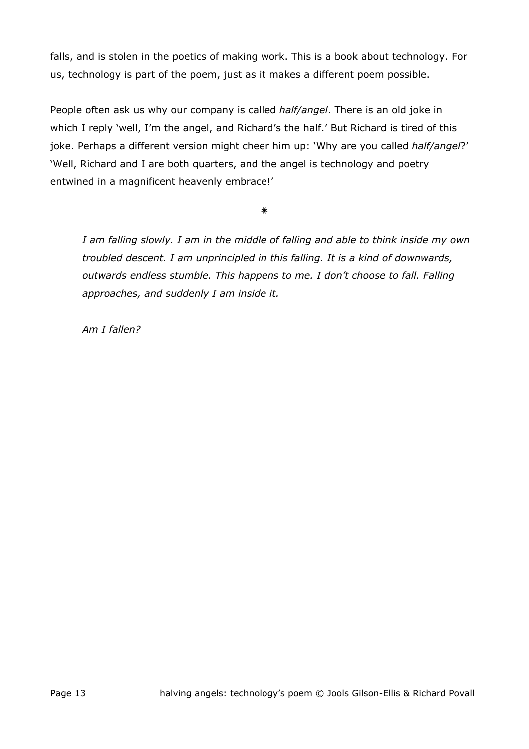falls, and is stolen in the poetics of making work. This is a book about technology. For us, technology is part of the poem, just as it makes a different poem possible.

People often ask us why our company is called *half/angel*. There is an old joke in which I reply 'well, I'm the angel, and Richard's the half.' But Richard is tired of this joke. Perhaps a different version might cheer him up: 'Why are you called *half/angel*?' 'Well, Richard and I are both quarters, and the angel is technology and poetry entwined in a magnificent heavenly embrace!'

✷

> *I am falling slowly. I am in the middle of falling and able to think inside my own troubled descent. I am unprincipled in this falling. It is a kind of downwards, outwards endless stumble. This happens to me. I don't choose to fall. Falling approaches, and suddenly I am inside it.*
>
> *Am I fallen?*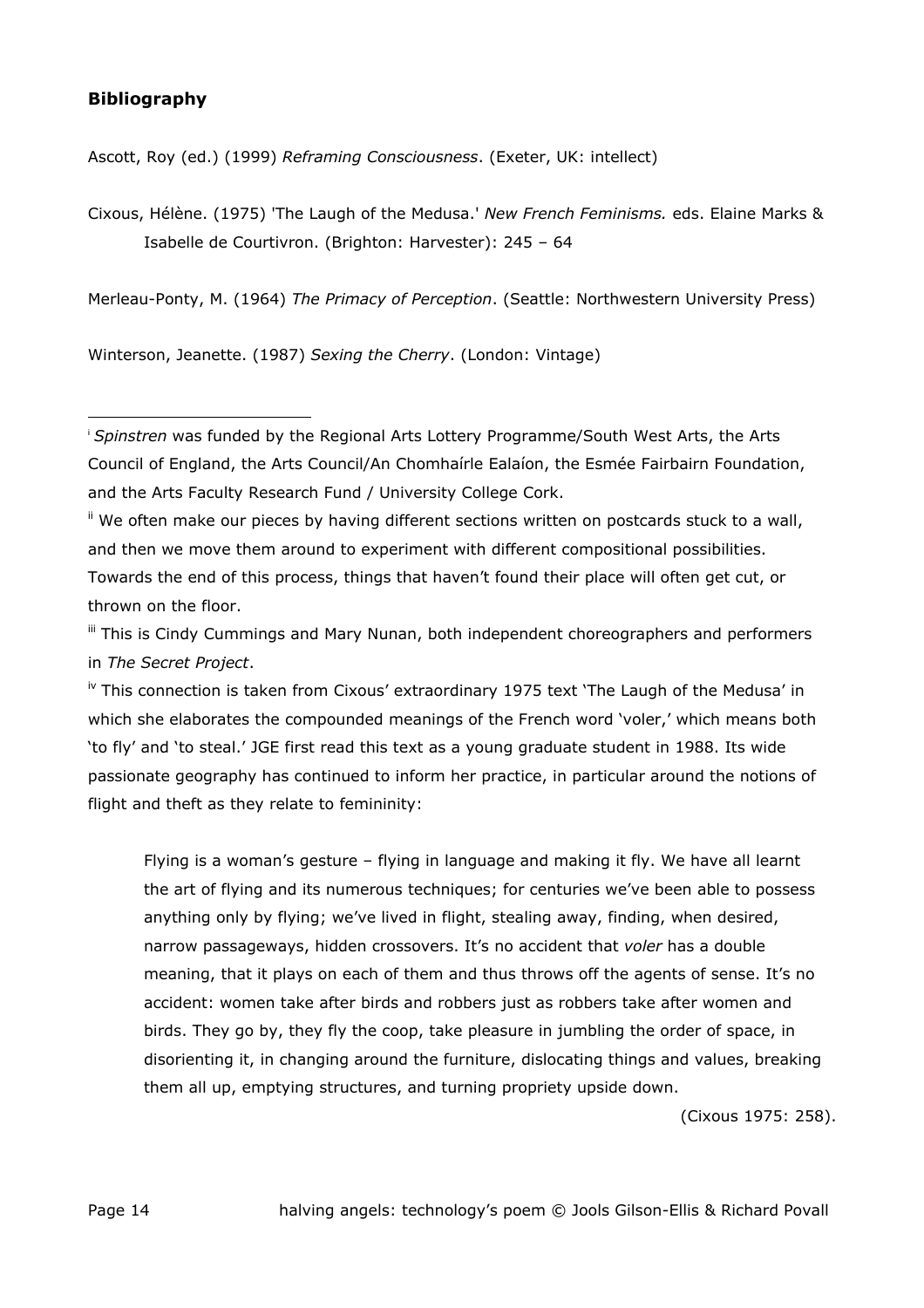## Bibliography

Ascott, Roy (ed.) (1999) *Reframing Consciousness*. (Exeter, UK: intellect)

Cixous, Hélène. (1975) 'The Laugh of the Medusa.' *New French Feminisms.* eds. Elaine Marks & Isabelle de Courtivron. (Brighton: Harvester): 245 – 64

Merleau-Ponty, M. (1964) *The Primacy of Perception*. (Seattle: Northwestern University Press)

Winterson, Jeanette. (1987) *Sexing the Cherry*. (London: Vintage)

---

[i] *Spinstren* was funded by the Regional Arts Lottery Programme/South West Arts, the Arts Council of England, the Arts Council/An Chomhaírle Ealaíon, the Esmée Fairbairn Foundation, and the Arts Faculty Research Fund / University College Cork.

[ii] We often make our pieces by having different sections written on postcards stuck to a wall, and then we move them around to experiment with different compositional possibilities. Towards the end of this process, things that haven't found their place will often get cut, or thrown on the floor.

[iii] This is Cindy Cummings and Mary Nunan, both independent choreographers and performers in *The Secret Project*.

[iv] This connection is taken from Cixous' extraordinary 1975 text 'The Laugh of the Medusa' in which she elaborates the compounded meanings of the French word 'voler,' which means both 'to fly' and 'to steal.' JGE first read this text as a young graduate student in 1988. Its wide passionate geography has continued to inform her practice, in particular around the notions of flight and theft as they relate to femininity:

> Flying is a woman's gesture – flying in language and making it fly. We have all learnt the art of flying and its numerous techniques; for centuries we've been able to possess anything only by flying; we've lived in flight, stealing away, finding, when desired, narrow passageways, hidden crossovers. It's no accident that *voler* has a double meaning, that it plays on each of them and thus throws off the agents of sense. It's no accident: women take after birds and robbers just as robbers take after women and birds. They go by, they fly the coop, take pleasure in jumbling the order of space, in disorienting it, in changing around the furniture, dislocating things and values, breaking them all up, emptying structures, and turning propriety upside down.
>
> (Cixous 1975: 258).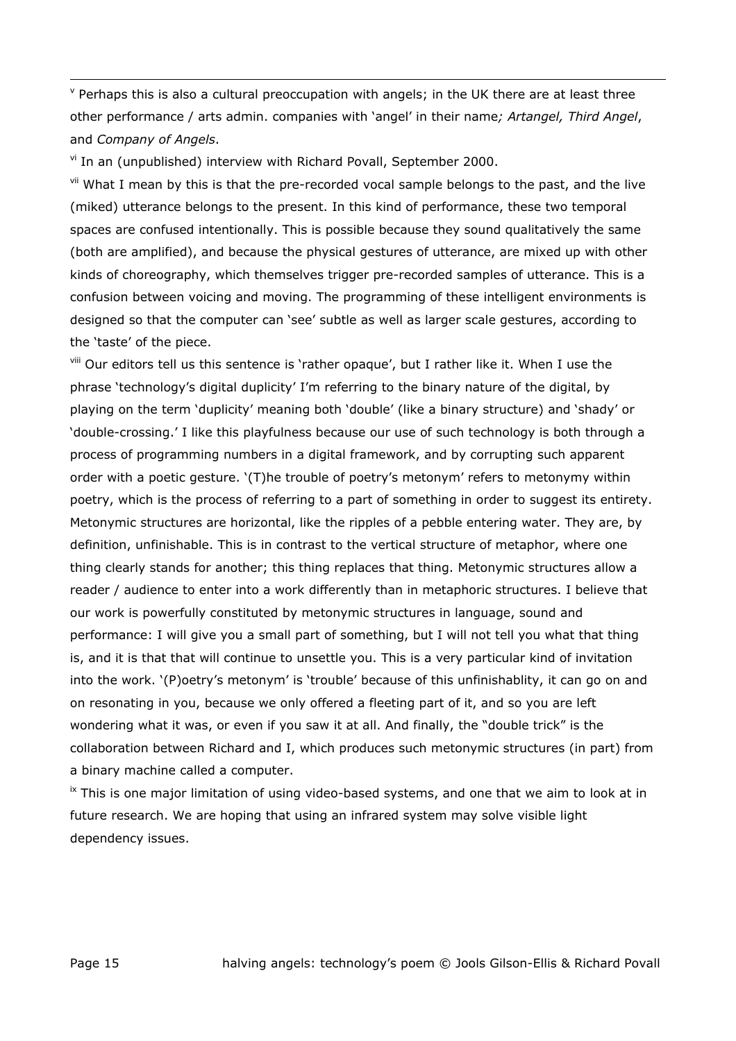[v] Perhaps this is also a cultural preoccupation with angels; in the UK there are at least three other performance / arts admin. companies with 'angel' in their name*; Artangel, Third Angel*, and *Company of Angels*.

[vi] In an (unpublished) interview with Richard Povall, September 2000.

[vii] What I mean by this is that the pre-recorded vocal sample belongs to the past, and the live (miked) utterance belongs to the present. In this kind of performance, these two temporal spaces are confused intentionally. This is possible because they sound qualitatively the same (both are amplified), and because the physical gestures of utterance, are mixed up with other kinds of choreography, which themselves trigger pre-recorded samples of utterance. This is a confusion between voicing and moving. The programming of these intelligent environments is designed so that the computer can 'see' subtle as well as larger scale gestures, according to the 'taste' of the piece.

[viii] Our editors tell us this sentence is 'rather opaque', but I rather like it. When I use the phrase 'technology's digital duplicity' I'm referring to the binary nature of the digital, by playing on the term 'duplicity' meaning both 'double' (like a binary structure) and 'shady' or 'double-crossing.' I like this playfulness because our use of such technology is both through a process of programming numbers in a digital framework, and by corrupting such apparent order with a poetic gesture. '(T)he trouble of poetry's metonym' refers to metonymy within poetry, which is the process of referring to a part of something in order to suggest its entirety. Metonymic structures are horizontal, like the ripples of a pebble entering water. They are, by definition, unfinishable. This is in contrast to the vertical structure of metaphor, where one thing clearly stands for another; this thing replaces that thing. Metonymic structures allow a reader / audience to enter into a work differently than in metaphoric structures. I believe that our work is powerfully constituted by metonymic structures in language, sound and performance: I will give you a small part of something, but I will not tell you what that thing is, and it is that that will continue to unsettle you. This is a very particular kind of invitation into the work. '(P)oetry's metonym' is 'trouble' because of this unfinishablity, it can go on and on resonating in you, because we only offered a fleeting part of it, and so you are left wondering what it was, or even if you saw it at all. And finally, the "double trick" is the collaboration between Richard and I, which produces such metonymic structures (in part) from a binary machine called a computer.

[ix] This is one major limitation of using video-based systems, and one that we aim to look at in future research. We are hoping that using an infrared system may solve visible light dependency issues.